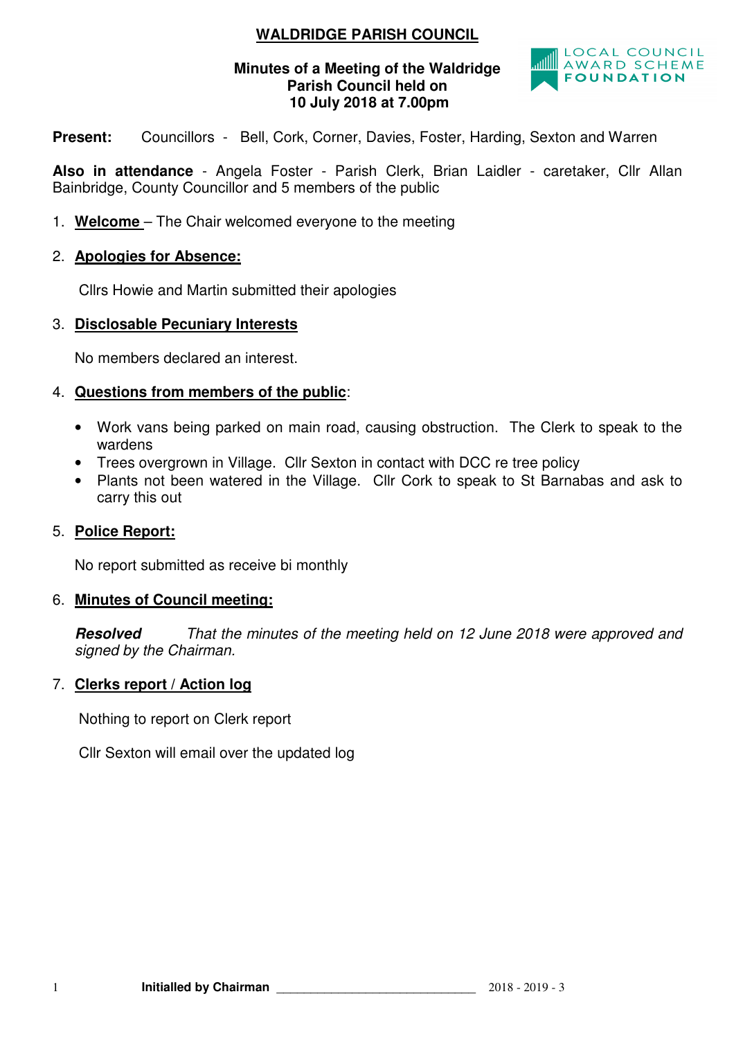# WALDRIDGE PARISH COUNCIL

**Minutes of a Meeting of the Waldridge Parish Council held on 10 July 2018 at 7.00pm**

**Present:** Councillors - Bell, Cork, Corner, Davies, Foster, Harding, Sexton and Warren

**Also in attendance** - Angela Foster - Parish Clerk, Brian Laidler - caretaker, Cllr Allan Bainbridge, County Councillor and 5 members of the public

1. **Welcome** – The Chair welcomed everyone to the meeting

2. **Apologies for Absence:**

   Cllrs Howie and Martin submitted their apologies

3. **Disclosable Pecuniary Interests**

   No members declared an interest.

4. **Questions from members of the public**:

   - Work vans being parked on main road, causing obstruction. The Clerk to speak to the wardens
   - Trees overgrown in Village. Cllr Sexton in contact with DCC re tree policy
   - Plants not been watered in the Village. Cllr Cork to speak to St Barnabas and ask to carry this out

5. **Police Report:**

   No report submitted as receive bi monthly

6. **Minutes of Council meeting:**

   ***Resolved*** *That the minutes of the meeting held on 12 June 2018 were approved and signed by the Chairman.*

7. **Clerks report / Action log**

   Nothing to report on Clerk report

   Cllr Sexton will email over the updated log

Initialled by Chairman ____________________________ 2018 - 2019 - 3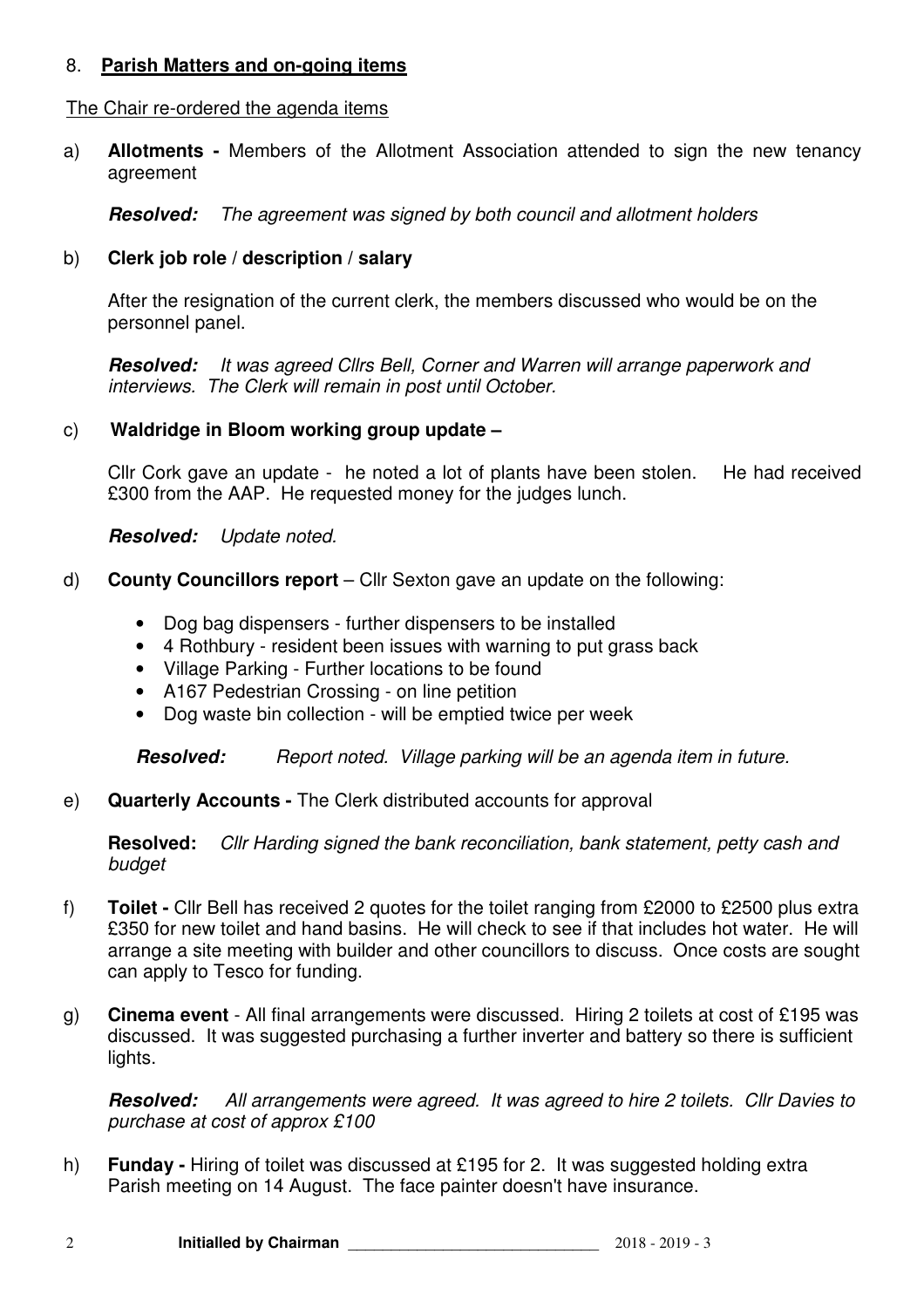## 8. **Parish Matters and on-going items**

The Chair re-ordered the agenda items

a) **Allotments -** Members of the Allotment Association attended to sign the new tenancy agreement

***Resolved:*** *The agreement was signed by both council and allotment holders*

b) **Clerk job role / description / salary**

After the resignation of the current clerk, the members discussed who would be on the personnel panel.

***Resolved:*** *It was agreed Cllrs Bell, Corner and Warren will arrange paperwork and interviews. The Clerk will remain in post until October.*

c) **Waldridge in Bloom working group update –**

Cllr Cork gave an update - he noted a lot of plants have been stolen. He had received £300 from the AAP. He requested money for the judges lunch.

***Resolved:*** *Update noted.*

d) **County Councillors report** – Cllr Sexton gave an update on the following:

- Dog bag dispensers - further dispensers to be installed
- 4 Rothbury - resident been issues with warning to put grass back
- Village Parking - Further locations to be found
- A167 Pedestrian Crossing - on line petition
- Dog waste bin collection - will be emptied twice per week

***Resolved:*** *Report noted. Village parking will be an agenda item in future.*

e) **Quarterly Accounts -** The Clerk distributed accounts for approval

**Resolved:** *Cllr Harding signed the bank reconciliation, bank statement, petty cash and budget*

f) **Toilet -** Cllr Bell has received 2 quotes for the toilet ranging from £2000 to £2500 plus extra £350 for new toilet and hand basins. He will check to see if that includes hot water. He will arrange a site meeting with builder and other councillors to discuss. Once costs are sought can apply to Tesco for funding.

g) **Cinema event** - All final arrangements were discussed. Hiring 2 toilets at cost of £195 was discussed. It was suggested purchasing a further inverter and battery so there is sufficient lights.

***Resolved:*** *All arrangements were agreed. It was agreed to hire 2 toilets. Cllr Davies to purchase at cost of approx £100*

h) **Funday -** Hiring of toilet was discussed at £195 for 2. It was suggested holding extra Parish meeting on 14 August. The face painter doesn't have insurance.

**Initialled by Chairman** ______________________________ 2018 - 2019 - 3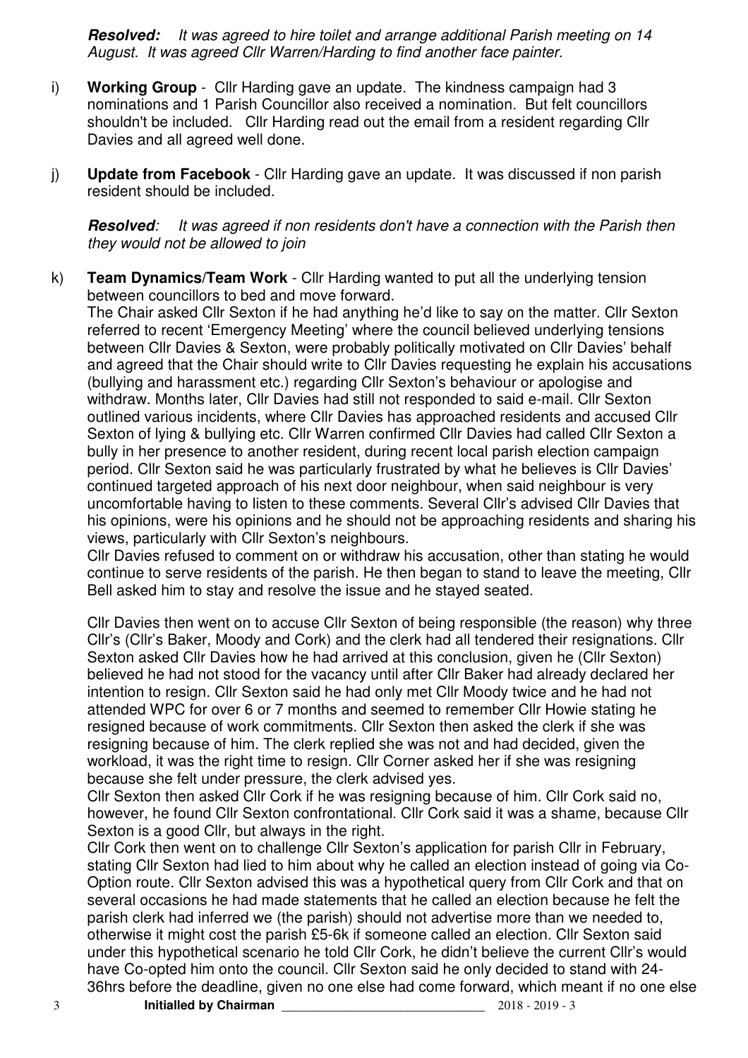***Resolved:*** *It was agreed to hire toilet and arrange additional Parish meeting on 14 August. It was agreed Cllr Warren/Harding to find another face painter.*

i) **Working Group** - Cllr Harding gave an update. The kindness campaign had 3 nominations and 1 Parish Councillor also received a nomination. But felt councillors shouldn't be included. Cllr Harding read out the email from a resident regarding Cllr Davies and all agreed well done.

j) **Update from Facebook** - Cllr Harding gave an update. It was discussed if non parish resident should be included.

***Resolved****:* *It was agreed if non residents don't have a connection with the Parish then they would not be allowed to join*

k) **Team Dynamics/Team Work** - Cllr Harding wanted to put all the underlying tension between councillors to bed and move forward.

The Chair asked Cllr Sexton if he had anything he'd like to say on the matter. Cllr Sexton referred to recent 'Emergency Meeting' where the council believed underlying tensions between Cllr Davies & Sexton, were probably politically motivated on Cllr Davies' behalf and agreed that the Chair should write to Cllr Davies requesting he explain his accusations (bullying and harassment etc.) regarding Cllr Sexton's behaviour or apologise and withdraw. Months later, Cllr Davies had still not responded to said e-mail. Cllr Sexton outlined various incidents, where Cllr Davies has approached residents and accused Cllr Sexton of lying & bullying etc. Cllr Warren confirmed Cllr Davies had called Cllr Sexton a bully in her presence to another resident, during recent local parish election campaign period. Cllr Sexton said he was particularly frustrated by what he believes is Cllr Davies' continued targeted approach of his next door neighbour, when said neighbour is very uncomfortable having to listen to these comments. Several Cllr's advised Cllr Davies that his opinions, were his opinions and he should not be approaching residents and sharing his views, particularly with Cllr Sexton's neighbours.

Cllr Davies refused to comment on or withdraw his accusation, other than stating he would continue to serve residents of the parish. He then began to stand to leave the meeting, Cllr Bell asked him to stay and resolve the issue and he stayed seated.

Cllr Davies then went on to accuse Cllr Sexton of being responsible (the reason) why three Cllr's (Cllr's Baker, Moody and Cork) and the clerk had all tendered their resignations. Cllr Sexton asked Cllr Davies how he had arrived at this conclusion, given he (Cllr Sexton) believed he had not stood for the vacancy until after Cllr Baker had already declared her intention to resign. Cllr Sexton said he had only met Cllr Moody twice and he had not attended WPC for over 6 or 7 months and seemed to remember Cllr Howie stating he resigned because of work commitments. Cllr Sexton then asked the clerk if she was resigning because of him. The clerk replied she was not and had decided, given the workload, it was the right time to resign. Cllr Corner asked her if she was resigning because she felt under pressure, the clerk advised yes.

Cllr Sexton then asked Cllr Cork if he was resigning because of him. Cllr Cork said no, however, he found Cllr Sexton confrontational. Cllr Cork said it was a shame, because Cllr Sexton is a good Cllr, but always in the right.

Cllr Cork then went on to challenge Cllr Sexton's application for parish Cllr in February, stating Cllr Sexton had lied to him about why he called an election instead of going via Co-Option route. Cllr Sexton advised this was a hypothetical query from Cllr Cork and that on several occasions he had made statements that he called an election because he felt the parish clerk had inferred we (the parish) should not advertise more than we needed to, otherwise it might cost the parish £5-6k if someone called an election. Cllr Sexton said under this hypothetical scenario he told Cllr Cork, he didn't believe the current Cllr's would have Co-opted him onto the council. Cllr Sexton said he only decided to stand with 24-36hrs before the deadline, given no one else had come forward, which meant if no one else

**Initialled by Chairman** ____________________________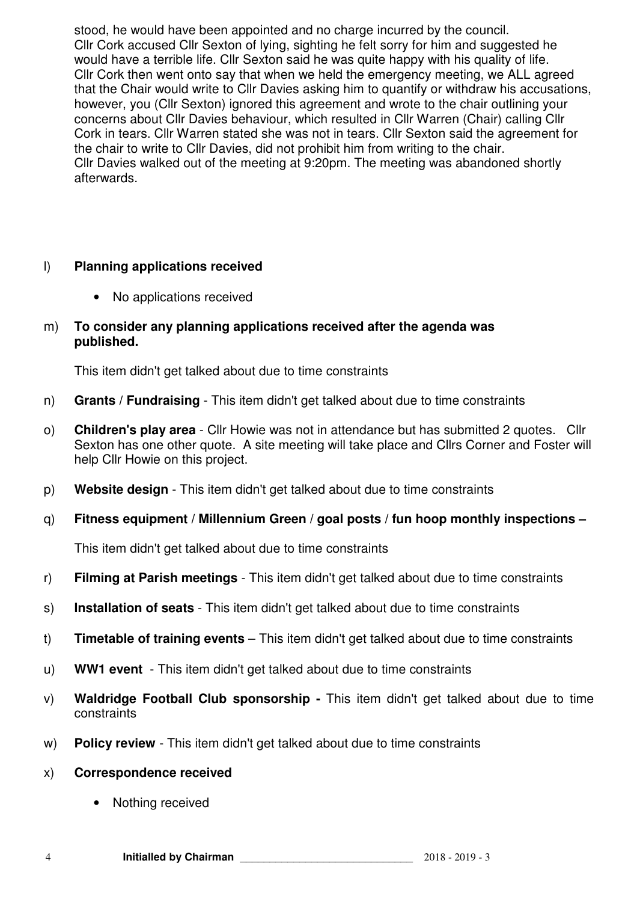stood, he would have been appointed and no charge incurred by the council.
Cllr Cork accused Cllr Sexton of lying, sighting he felt sorry for him and suggested he would have a terrible life. Cllr Sexton said he was quite happy with his quality of life.
Cllr Cork then went onto say that when we held the emergency meeting, we ALL agreed that the Chair would write to Cllr Davies asking him to quantify or withdraw his accusations, however, you (Cllr Sexton) ignored this agreement and wrote to the chair outlining your concerns about Cllr Davies behaviour, which resulted in Cllr Warren (Chair) calling Cllr Cork in tears. Cllr Warren stated she was not in tears. Cllr Sexton said the agreement for the chair to write to Cllr Davies, did not prohibit him from writing to the chair.
Cllr Davies walked out of the meeting at 9:20pm. The meeting was abandoned shortly afterwards.

l) **Planning applications received**

- No applications received

m) **To consider any planning applications received after the agenda was published.**

This item didn't get talked about due to time constraints

n) **Grants / Fundraising** - This item didn't get talked about due to time constraints

o) **Children's play area** - Cllr Howie was not in attendance but has submitted 2 quotes. Cllr Sexton has one other quote. A site meeting will take place and Cllrs Corner and Foster will help Cllr Howie on this project.

p) **Website design** - This item didn't get talked about due to time constraints

q) **Fitness equipment / Millennium Green / goal posts / fun hoop monthly inspections –**

This item didn't get talked about due to time constraints

r) **Filming at Parish meetings** - This item didn't get talked about due to time constraints

s) **Installation of seats** - This item didn't get talked about due to time constraints

t) **Timetable of training events** – This item didn't get talked about due to time constraints

u) **WW1 event** - This item didn't get talked about due to time constraints

v) **Waldridge Football Club sponsorship -** This item didn't get talked about due to time constraints

w) **Policy review** - This item didn't get talked about due to time constraints

x) **Correspondence received**

- Nothing received

**Initialled by Chairman** ______________________________ 2018 - 2019 - 3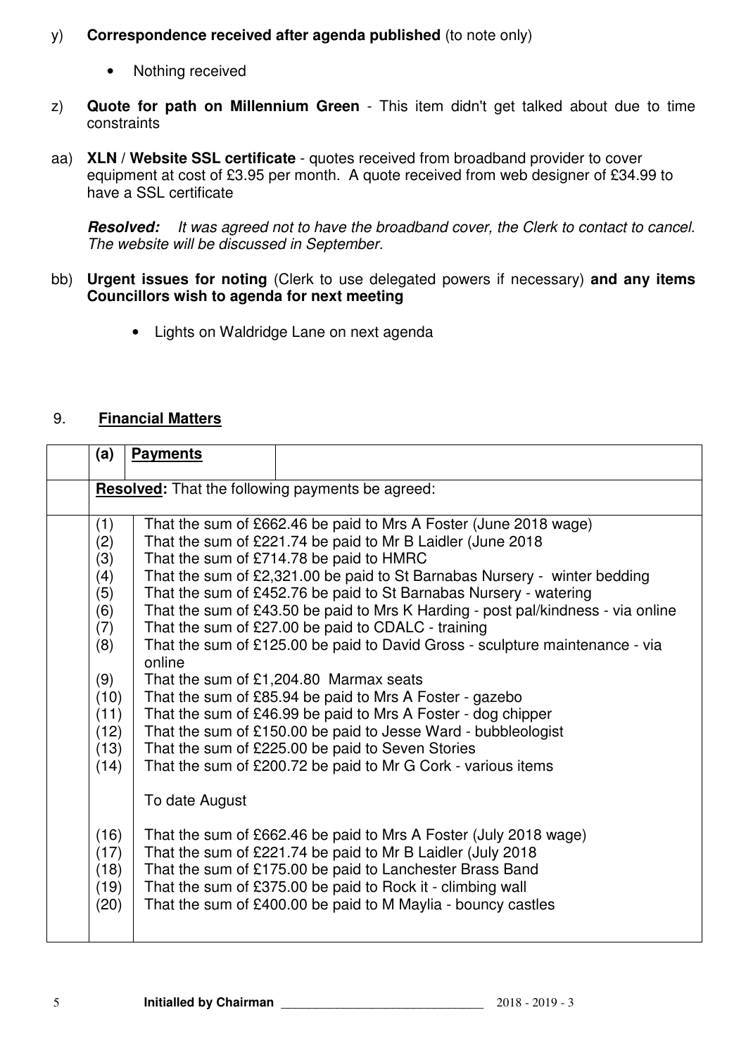y) **Correspondence received after agenda published** (to note only)

- Nothing received

z) **Quote for path on Millennium Green** - This item didn't get talked about due to time constraints

aa) **XLN / Website SSL certificate** - quotes received from broadband provider to cover equipment at cost of £3.95 per month. A quote received from web designer of £34.99 to have a SSL certificate

***Resolved:*** *It was agreed not to have the broadband cover, the Clerk to contact to cancel. The website will be discussed in September.*

bb) **Urgent issues for noting** (Clerk to use delegated powers if necessary) **and any items Councillors wish to agenda for next meeting**

- Lights on Waldridge Lane on next agenda

## 9. **Financial Matters**

| | (a) | **Payments** |
|---|---|---|
| | **Resolved:** That the following payments be agreed: | |
| | (1) | That the sum of £662.46 be paid to Mrs A Foster (June 2018 wage) |
| | (2) | That the sum of £221.74 be paid to Mr B Laidler (June 2018 |
| | (3) | That the sum of £714.78 be paid to HMRC |
| | (4) | That the sum of £2,321.00 be paid to St Barnabas Nursery - winter bedding |
| | (5) | That the sum of £452.76 be paid to St Barnabas Nursery - watering |
| | (6) | That the sum of £43.50 be paid to Mrs K Harding - post pal/kindness - via online |
| | (7) | That the sum of £27.00 be paid to CDALC - training |
| | (8) | That the sum of £125.00 be paid to David Gross - sculpture maintenance - via online |
| | (9) | That the sum of £1,204.80 Marmax seats |
| | (10) | That the sum of £85.94 be paid to Mrs A Foster - gazebo |
| | (11) | That the sum of £46.99 be paid to Mrs A Foster - dog chipper |
| | (12) | That the sum of £150.00 be paid to Jesse Ward - bubbleologist |
| | (13) | That the sum of £225.00 be paid to Seven Stories |
| | (14) | That the sum of £200.72 be paid to Mr G Cork - various items |
| | | To date August |
| | (16) | That the sum of £662.46 be paid to Mrs A Foster (July 2018 wage) |
| | (17) | That the sum of £221.74 be paid to Mr B Laidler (July 2018 |
| | (18) | That the sum of £175.00 be paid to Lanchester Brass Band |
| | (19) | That the sum of £375.00 be paid to Rock it - climbing wall |
| | (20) | That the sum of £400.00 be paid to M Maylia - bouncy castles |

**Initialled by Chairman** ______________________________ 2018 - 2019 - 3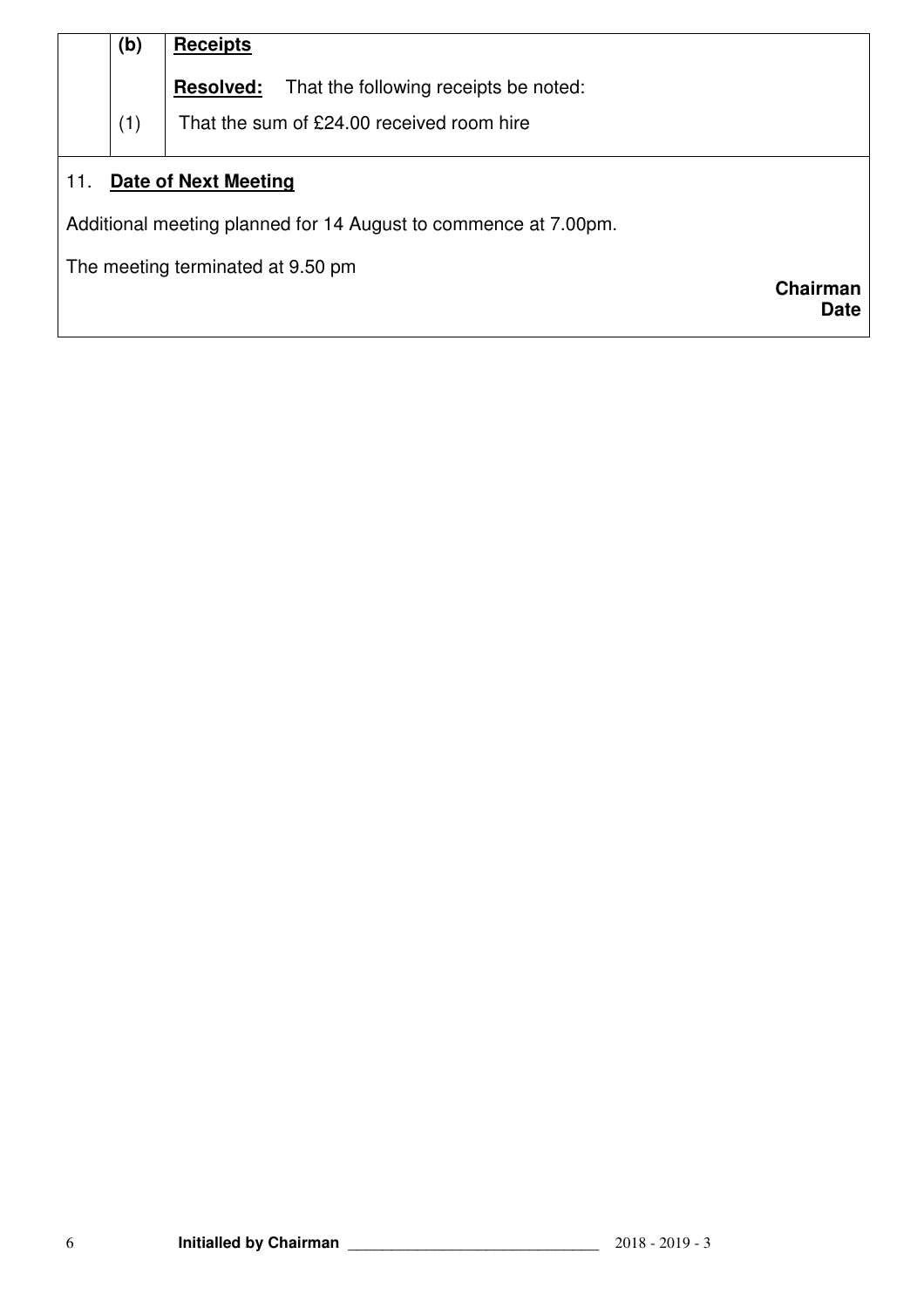| | | |
|---|---|---|
| | **(b)** | **Receipts** |
| | | **Resolved:** That the following receipts be noted: |
| | (1) | That the sum of £24.00 received room hire |

11. **Date of Next Meeting**

Additional meeting planned for 14 August to commence at 7.00pm.

The meeting terminated at 9.50 pm

**Chairman**
**Date**

**Initialled by Chairman** ______________________________ 2018 - 2019 - 3